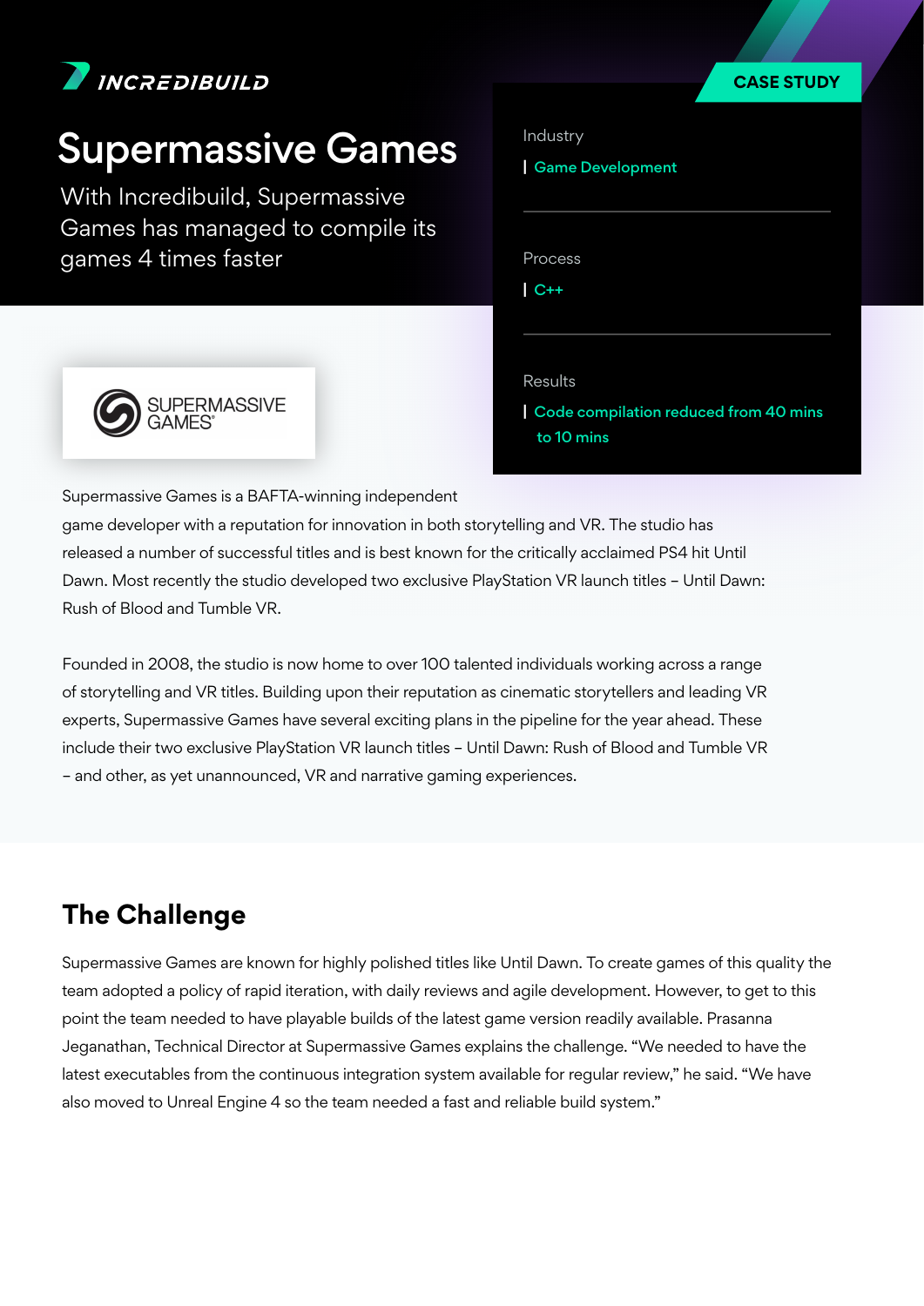INCREDIBUILD

# Supermassive Games

With Incredibuild, Supermassive Games has managed to compile its games 4 times faster

CASE STUDY

**Industry**
Game Development

**Process**
C++

**Results**
Code compilation reduced from 40 mins to 10 mins

SUPERMASSIVE GAMES

Supermassive Games is a BAFTA-winning independent game developer with a reputation for innovation in both storytelling and VR. The studio has released a number of successful titles and is best known for the critically acclaimed PS4 hit Until Dawn. Most recently the studio developed two exclusive PlayStation VR launch titles – Until Dawn: Rush of Blood and Tumble VR.

Founded in 2008, the studio is now home to over 100 talented individuals working across a range of storytelling and VR titles. Building upon their reputation as cinematic storytellers and leading VR experts, Supermassive Games have several exciting plans in the pipeline for the year ahead. These include their two exclusive PlayStation VR launch titles – Until Dawn: Rush of Blood and Tumble VR – and other, as yet unannounced, VR and narrative gaming experiences.

## The Challenge

Supermassive Games are known for highly polished titles like Until Dawn. To create games of this quality the team adopted a policy of rapid iteration, with daily reviews and agile development. However, to get to this point the team needed to have playable builds of the latest game version readily available. Prasanna Jeganathan, Technical Director at Supermassive Games explains the challenge. “We needed to have the latest executables from the continuous integration system available for regular review,” he said. “We have also moved to Unreal Engine 4 so the team needed a fast and reliable build system.”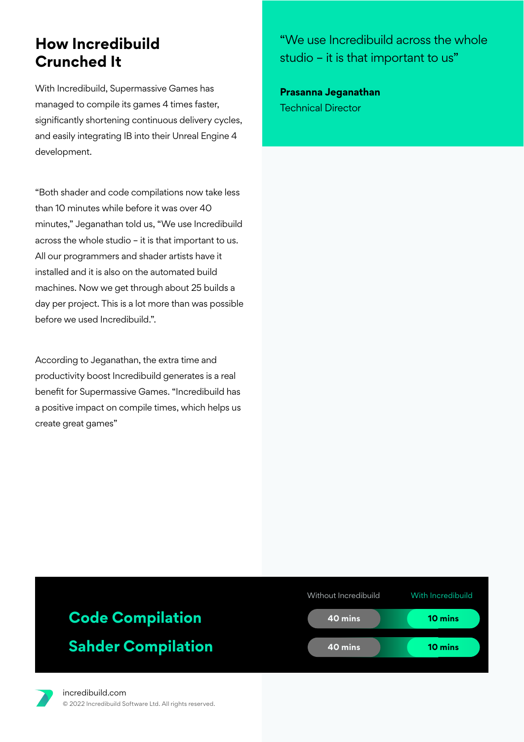## How Incredibuild Crunched It

With Incredibuild, Supermassive Games has managed to compile its games 4 times faster, significantly shortening continuous delivery cycles, and easily integrating IB into their Unreal Engine 4 development.

"Both shader and code compilations now take less than 10 minutes while before it was over 40 minutes," Jeganathan told us, "We use Incredibuild across the whole studio – it is that important to us. All our programmers and shader artists have it installed and it is also on the automated build machines. Now we get through about 25 builds a day per project. This is a lot more than was possible before we used Incredibuild.".

According to Jeganathan, the extra time and productivity boost Incredibuild generates is a real benefit for Supermassive Games. "Incredibuild has a positive impact on compile times, which helps us create great games"

"We use Incredibuild across the whole studio – it is that important to us"

**Prasanna Jeganathan**
Technical Director

Without Incredibuild
With Incredibuild

**Code Compilation**
40 mins
10 mins

**Sahder Compilation**
40 mins
10 mins

incredibuild.com
© 2022 Incredibuild Software Ltd. All rights reserved.